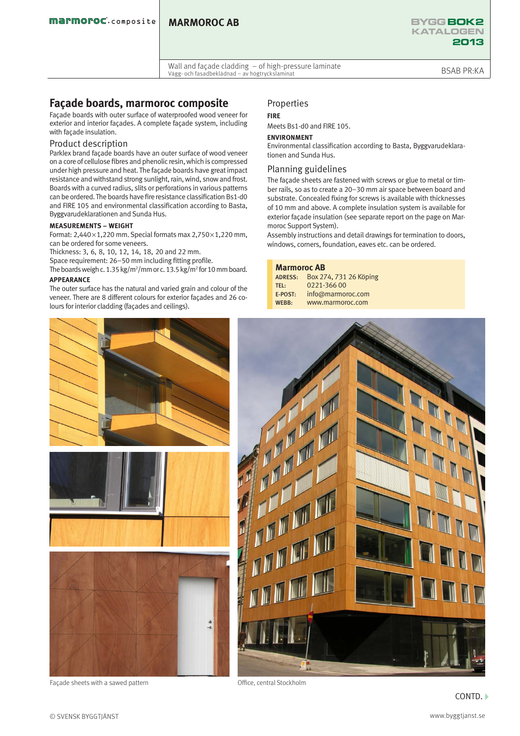# Façade boards, marmoroc composite

Façade boards with outer surface of waterproofed wood veneer for exterior and interior façades. A complete façade system, including with façade insulation.

## Product description

Parklex brand façade boards have an outer surface of wood veneer on a core of cellulose fibres and phenolic resin, which is compressed under high pressure and heat. The façade boards have great impact resistance and withstand strong sunlight, rain, wind, snow and frost. Boards with a curved radius, slits or perforations in various patterns can be ordered. The boards have fire resistance classification Bs1-d0 and FIRE 105 and environmental classification according to Basta, Byggvarudeklarationen and Sunda Hus.

**MEASUREMENTS – WEIGHT**

Format: 2,440×1,220 mm. Special formats max 2,750×1,220 mm, can be ordered for some veneers.

Thickness: 3, 6, 8, 10, 12, 14, 18, 20 and 22 mm.

Space requirement: 26–50 mm including fitting profile.

The boards weigh c. 1.35 kg/m$^2$/mm or c. 13.5 kg/m$^2$ for 10 mm board.

**APPEARANCE**

The outer surface has the natural and varied grain and colour of the veneer. There are 8 different colours for exterior façades and 26 colours for interior cladding (façades and ceilings).

## Properties

**FIRE**

Meets Bs1-d0 and FIRE 105.

**ENVIRONMENT**

Environmental classification according to Basta, Byggvarudeklarationen and Sunda Hus.

## Planning guidelines

The façade sheets are fastened with screws or glue to metal or timber rails, so as to create a 20–30 mm air space between board and substrate. Concealed fixing for screws is available with thicknesses of 10 mm and above. A complete insulation system is available for exterior façade insulation (see separate report on the page on Marmoroc Support System).

Assembly instructions and detail drawings for termination to doors, windows, corners, foundation, eaves etc. can be ordered.

**Marmoroc AB**

| | |
|---|---|
| ADRESS: | Box 274, 731 26 Köping |
| TEL: | 0221-366 00 |
| E-POST: | info@marmoroc.com |
| WEBB: | www.marmoroc.com |

Façade sheets with a sawed pattern

Office, central Stockholm

CONTD.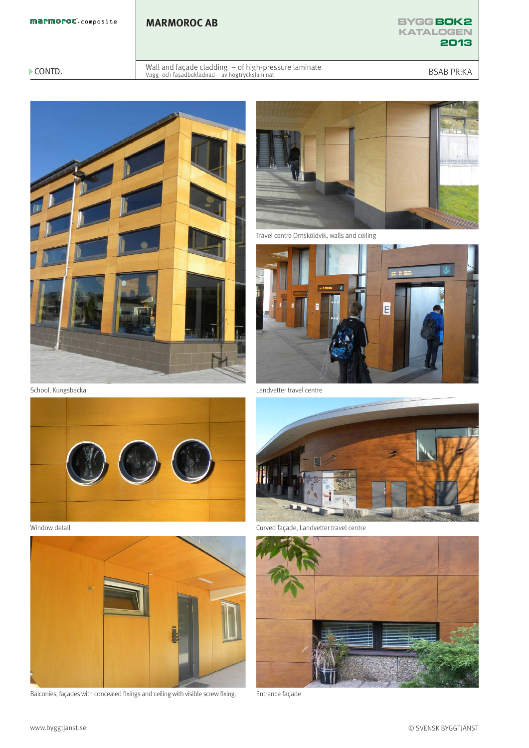▶ CONTD.

# MARMOROC AB

Wall and façade cladding – of high-pressure laminate
Vägg- och fasadbeklädnad – av högtryckslaminat

BSAB PR:KA

Travel centre Örnsköldvik, walls and ceiling

School, Kungsbacka

Landvetter travel centre

Window detail

Curved façade, Landvetter travel centre

Balconies, façades with concealed fixings and ceiling with visible screw fixing.

Entrance façade